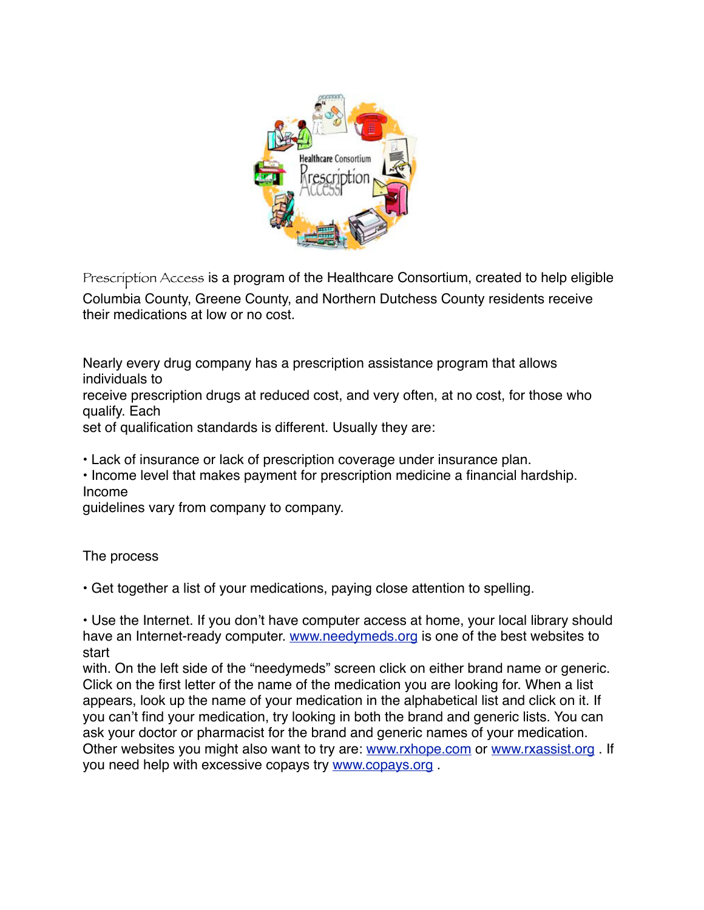Prescription Access is a program of the Healthcare Consortium, created to help eligible Columbia County, Greene County, and Northern Dutchess County residents receive their medications at low or no cost.

Nearly every drug company has a prescription assistance program that allows individuals to receive prescription drugs at reduced cost, and very often, at no cost, for those who qualify. Each set of qualification standards is different. Usually they are:

- Lack of insurance or lack of prescription coverage under insurance plan.
- Income level that makes payment for prescription medicine a financial hardship. Income guidelines vary from company to company.

The process

- Get together a list of your medications, paying close attention to spelling.
- Use the Internet. If you don't have computer access at home, your local library should have an Internet-ready computer. www.needymeds.org is one of the best websites to start with. On the left side of the "needymeds" screen click on either brand name or generic. Click on the first letter of the name of the medication you are looking for. When a list appears, look up the name of your medication in the alphabetical list and click on it. If you can't find your medication, try looking in both the brand and generic lists. You can ask your doctor or pharmacist for the brand and generic names of your medication. Other websites you might also want to try are: www.rxhope.com or www.rxassist.org . If you need help with excessive copays try www.copays.org .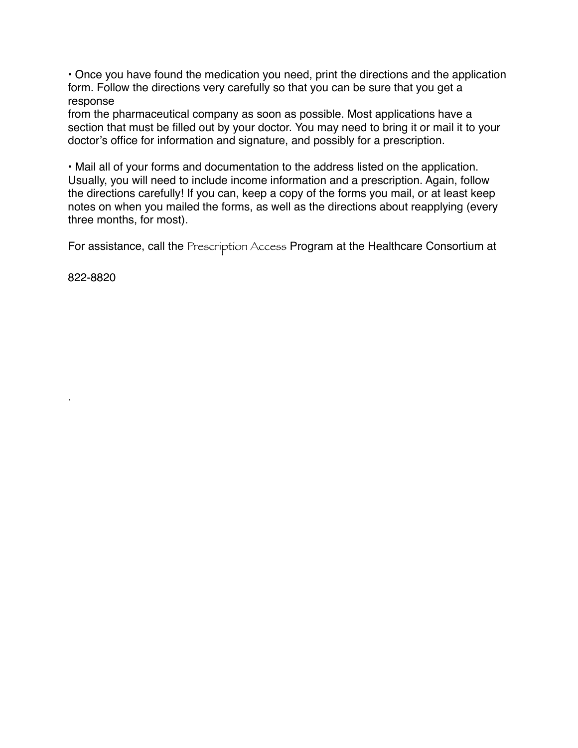- Once you have found the medication you need, print the directions and the application form. Follow the directions very carefully so that you can be sure that you get a response from the pharmaceutical company as soon as possible. Most applications have a section that must be filled out by your doctor. You may need to bring it or mail it to your doctor's office for information and signature, and possibly for a prescription.

- Mail all of your forms and documentation to the address listed on the application. Usually, you will need to include income information and a prescription. Again, follow the directions carefully! If you can, keep a copy of the forms you mail, or at least keep notes on when you mailed the forms, as well as the directions about reapplying (every three months, for most).

For assistance, call the Prescription Access Program at the Healthcare Consortium at

822-8820

.